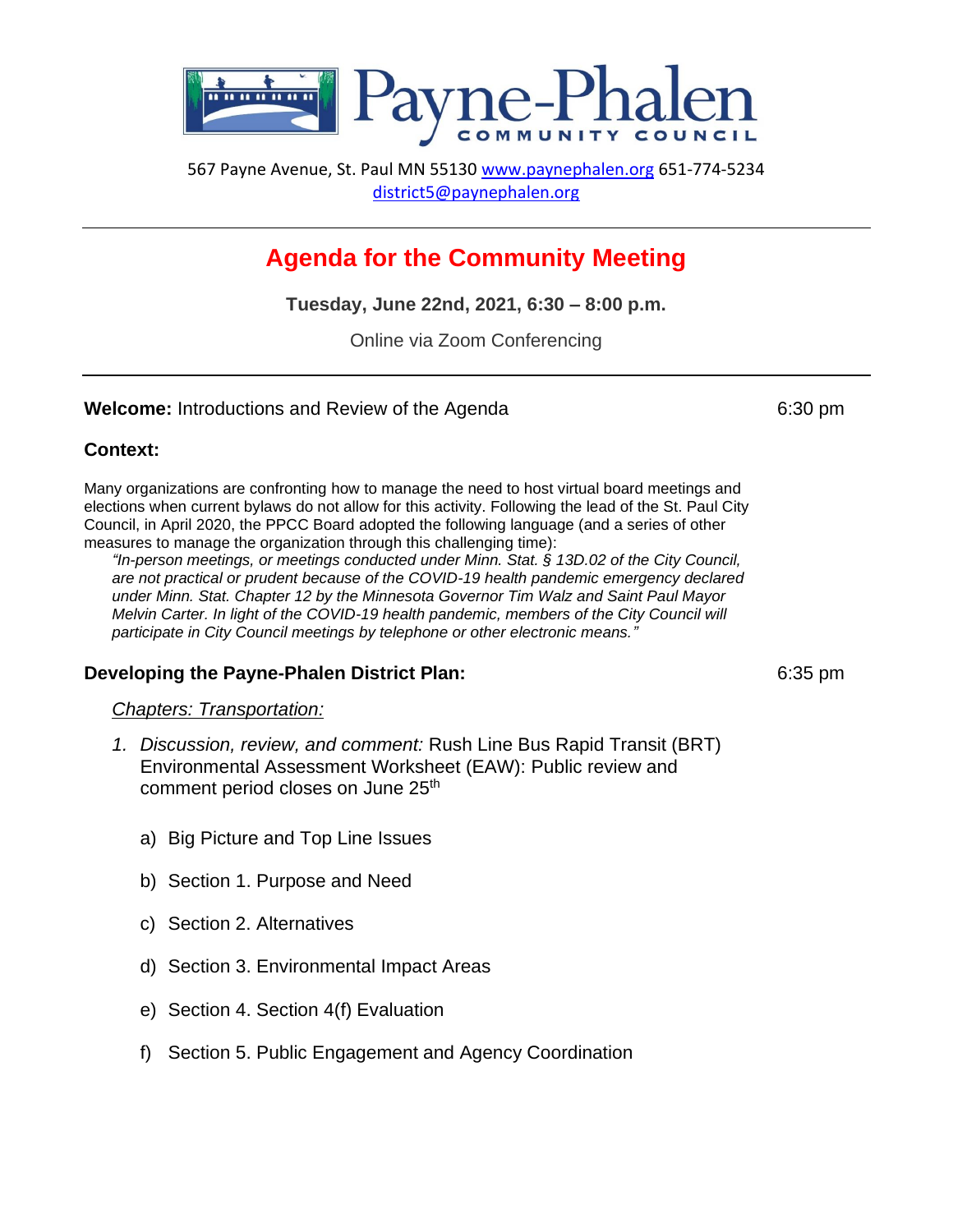# Payne-Phalen COMMUNITY COUNCIL

567 Payne Avenue, St. Paul MN 55130 www.paynephalen.org 651-774-5234
district5@paynephalen.org

---

## Agenda for the Community Meeting

**Tuesday, June 22nd, 2021, 6:30 – 8:00 p.m.**

Online via Zoom Conferencing

---

**Welcome:** Introductions and Review of the Agenda — 6:30 pm

**Context:**

Many organizations are confronting how to manage the need to host virtual board meetings and elections when current bylaws do not allow for this activity. Following the lead of the St. Paul City Council, in April 2020, the PPCC Board adopted the following language (and a series of other measures to manage the organization through this challenging time):

> *"In-person meetings, or meetings conducted under Minn. Stat. § 13D.02 of the City Council, are not practical or prudent because of the COVID-19 health pandemic emergency declared under Minn. Stat. Chapter 12 by the Minnesota Governor Tim Walz and Saint Paul Mayor Melvin Carter. In light of the COVID-19 health pandemic, members of the City Council will participate in City Council meetings by telephone or other electronic means."*

**Developing the Payne-Phalen District Plan:** — 6:35 pm

*Chapters: Transportation:*

1. *Discussion, review, and comment:* Rush Line Bus Rapid Transit (BRT) Environmental Assessment Worksheet (EAW): Public review and comment period closes on June 25th

   a) Big Picture and Top Line Issues

   b) Section 1. Purpose and Need

   c) Section 2. Alternatives

   d) Section 3. Environmental Impact Areas

   e) Section 4. Section 4(f) Evaluation

   f) Section 5. Public Engagement and Agency Coordination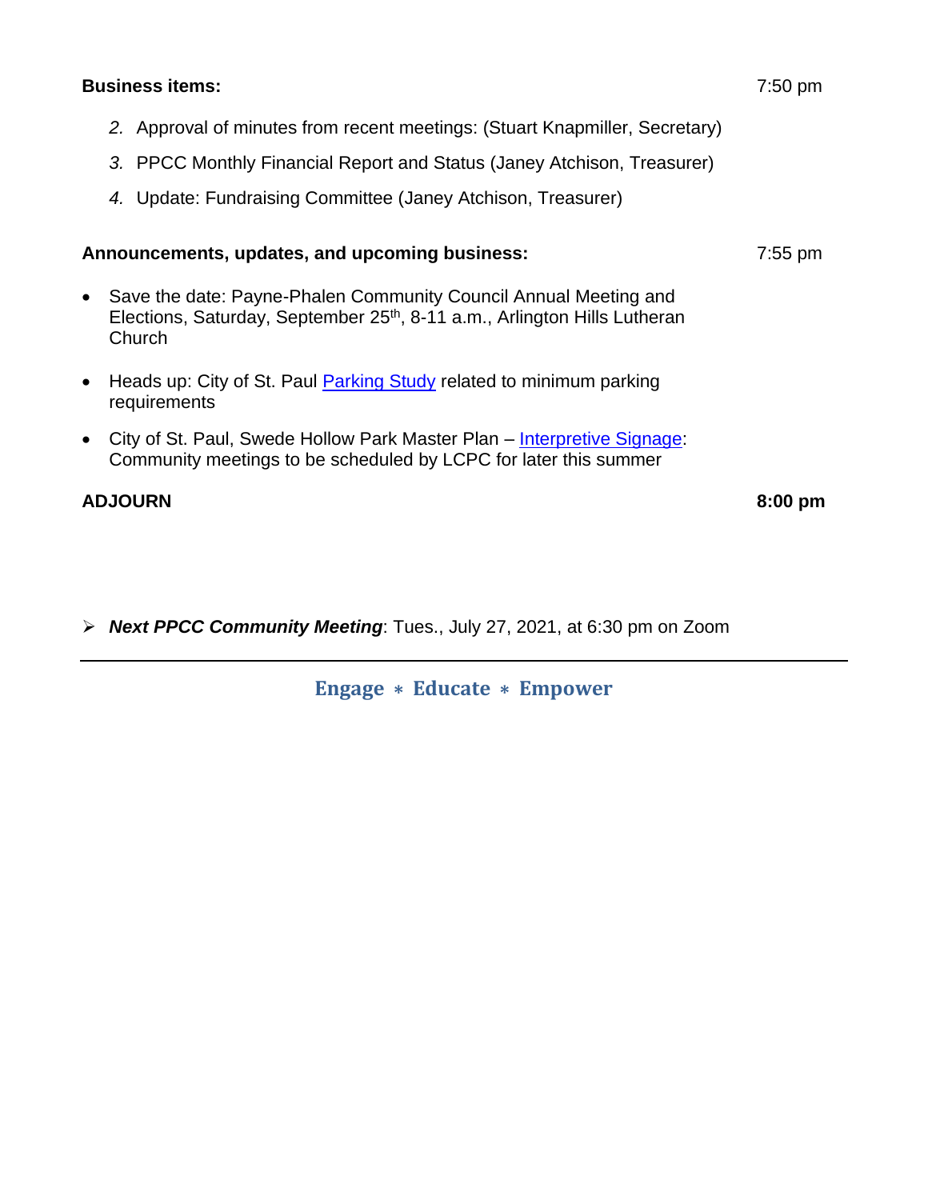**Business items:** 7:50 pm

2. Approval of minutes from recent meetings: (Stuart Knapmiller, Secretary)
3. PPCC Monthly Financial Report and Status (Janey Atchison, Treasurer)
4. Update: Fundraising Committee (Janey Atchison, Treasurer)

**Announcements, updates, and upcoming business:** 7:55 pm

- Save the date: Payne-Phalen Community Council Annual Meeting and Elections, Saturday, September 25th, 8-11 a.m., Arlington Hills Lutheran Church
- Heads up: City of St. Paul Parking Study related to minimum parking requirements
- City of St. Paul, Swede Hollow Park Master Plan – Interpretive Signage: Community meetings to be scheduled by LCPC for later this summer

**ADJOURN** **8:00 pm**

- ***Next PPCC Community Meeting***: Tues., July 27, 2021, at 6:30 pm on Zoom

---

**Engage ∗ Educate ∗ Empower**